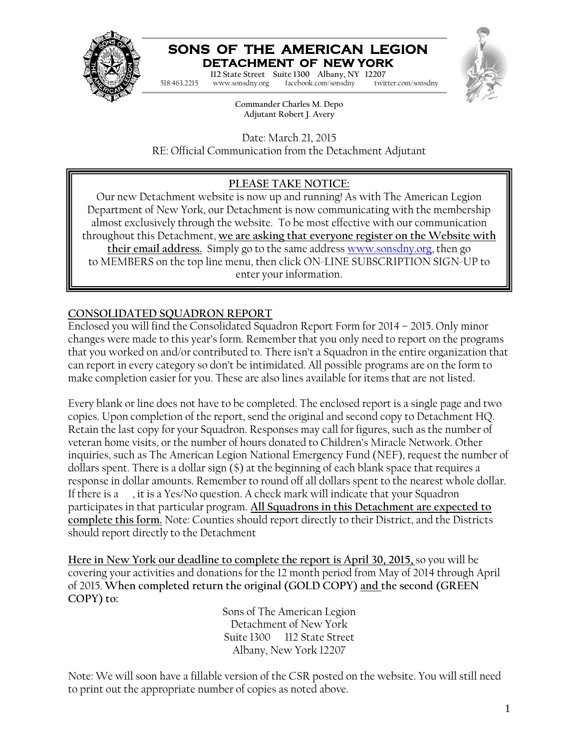# SONS OF THE AMERICAN LEGION
## DETACHMENT OF NEW YORK

112 State Street Suite 1300 Albany, NY 12207
518.463.2215 www.sonsdny.org facebook.com/sonsdny twitter.com/sonsdny

**Commander Charles M. Depo**
**Adjutant Robert J. Avery**

Date: March 21, 2015
RE: Official Communication from the Detachment Adjutant

---

**PLEASE TAKE NOTICE:**

Our new Detachment website is now up and running! As with The American Legion Department of New York, our Detachment is now communicating with the membership almost exclusively through the website. To be most effective with our communication throughout this Detachment, **we are asking that everyone register on the Website with their email address.** Simply go to the same address www.sonsdny.org, then go to MEMBERS on the top line menu, then click ON-LINE SUBSCRIPTION SIGN-UP to enter your information.

---

**CONSOLIDATED SQUADRON REPORT**

Enclosed you will find the Consolidated Squadron Report Form for 2014 – 2015. Only minor changes were made to this year's form. Remember that you only need to report on the programs that you worked on and/or contributed to. There isn't a Squadron in the entire organization that can report in every category so don't be intimidated. All possible programs are on the form to make completion easier for you. These are also lines available for items that are not listed.

Every blank or line does not have to be completed. The enclosed report is a single page and two copies. Upon completion of the report, send the original and second copy to Detachment HQ. Retain the last copy for your Squadron. Responses may call for figures, such as the number of veteran home visits, or the number of hours donated to Children's Miracle Network. Other inquiries, such as The American Legion National Emergency Fund (NEF), request the number of dollars spent. There is a dollar sign ($) at the beginning of each blank space that requires a response in dollar amounts. Remember to round off all dollars spent to the nearest whole dollar. If there is a , it is a Yes/No question. A check mark will indicate that your Squadron participates in that particular program. **All Squadrons in this Detachment are expected to complete this form.** Note: Counties should report directly to their District, and the Districts should report directly to the Detachment

**Here in New York our deadline to complete the report is April 30, 2015,** so you will be covering your activities and donations for the 12 month period from May of 2014 through April of 2015. **When completed return the original (GOLD COPY) and the second (GREEN COPY) to:**

Sons of The American Legion
Detachment of New York
Suite 1300 112 State Street
Albany, New York 12207

Note: We will soon have a fillable version of the CSR posted on the website. You will still need to print out the appropriate number of copies as noted above.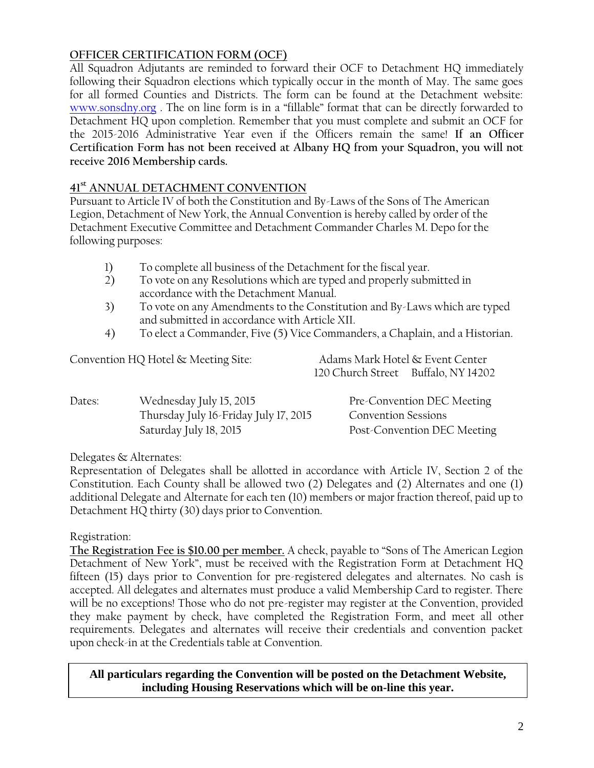## OFFICER CERTIFICATION FORM (OCF)

All Squadron Adjutants are reminded to forward their OCF to Detachment HQ immediately following their Squadron elections which typically occur in the month of May. The same goes for all formed Counties and Districts. The form can be found at the Detachment website: www.sonsdny.org . The on line form is in a "fillable" format that can be directly forwarded to Detachment HQ upon completion. Remember that you must complete and submit an OCF for the 2015-2016 Administrative Year even if the Officers remain the same! **If an Officer Certification Form has not been received at Albany HQ from your Squadron, you will not receive 2016 Membership cards.**

## 41st ANNUAL DETACHMENT CONVENTION

Pursuant to Article IV of both the Constitution and By-Laws of the Sons of The American Legion, Detachment of New York, the Annual Convention is hereby called by order of the Detachment Executive Committee and Detachment Commander Charles M. Depo for the following purposes:

1) To complete all business of the Detachment for the fiscal year.
2) To vote on any Resolutions which are typed and properly submitted in accordance with the Detachment Manual.
3) To vote on any Amendments to the Constitution and By-Laws which are typed and submitted in accordance with Article XII.
4) To elect a Commander, Five (5) Vice Commanders, a Chaplain, and a Historian.

Convention HQ Hotel & Meeting Site: Adams Mark Hotel & Event Center
120 Church Street Buffalo, NY 14202

| | | |
|---|---|---|
| Dates: | Wednesday July 15, 2015 | Pre-Convention DEC Meeting |
| | Thursday July 16-Friday July 17, 2015 | Convention Sessions |
| | Saturday July 18, 2015 | Post-Convention DEC Meeting |

Delegates & Alternates:

Representation of Delegates shall be allotted in accordance with Article IV, Section 2 of the Constitution. Each County shall be allowed two (2) Delegates and (2) Alternates and one (1) additional Delegate and Alternate for each ten (10) members or major fraction thereof, paid up to Detachment HQ thirty (30) days prior to Convention.

Registration:

**The Registration Fee is $10.00 per member.** A check, payable to "Sons of The American Legion Detachment of New York", must be received with the Registration Form at Detachment HQ fifteen (15) days prior to Convention for pre-registered delegates and alternates. No cash is accepted. All delegates and alternates must produce a valid Membership Card to register. There will be no exceptions! Those who do not pre-register may register at the Convention, provided they make payment by check, have completed the Registration Form, and meet all other requirements. Delegates and alternates will receive their credentials and convention packet upon check-in at the Credentials table at Convention.

**All particulars regarding the Convention will be posted on the Detachment Website, including Housing Reservations which will be on-line this year.**